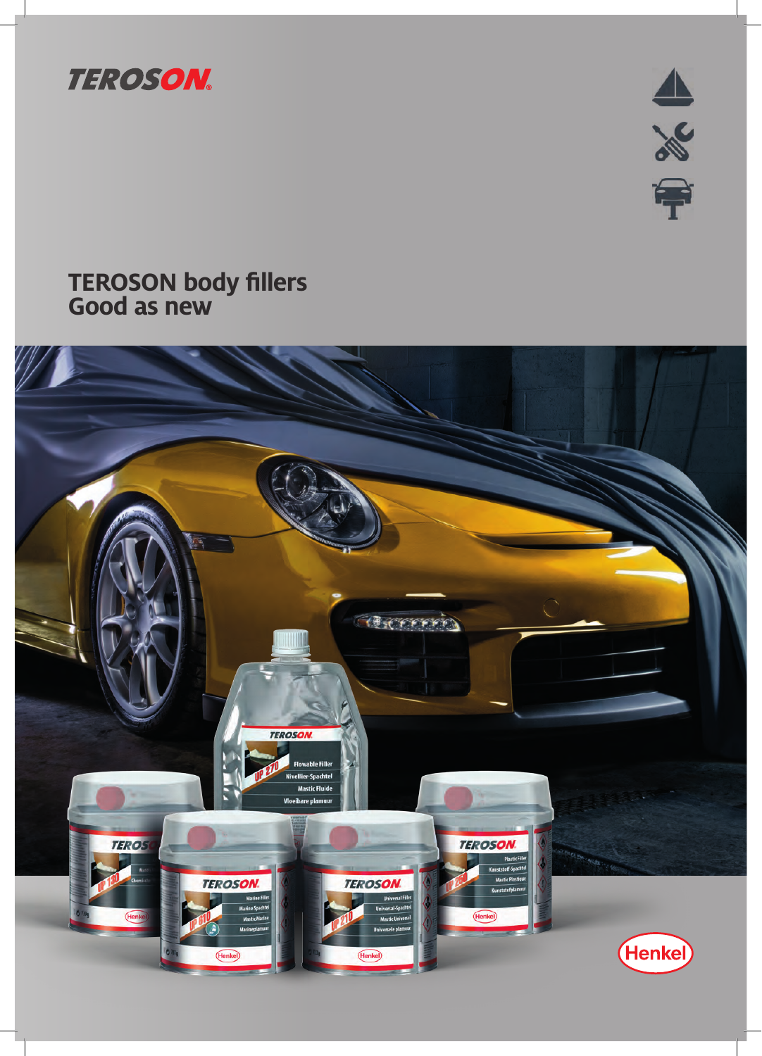TEROSON

# TEROSON body fillers
# Good as new

Henkel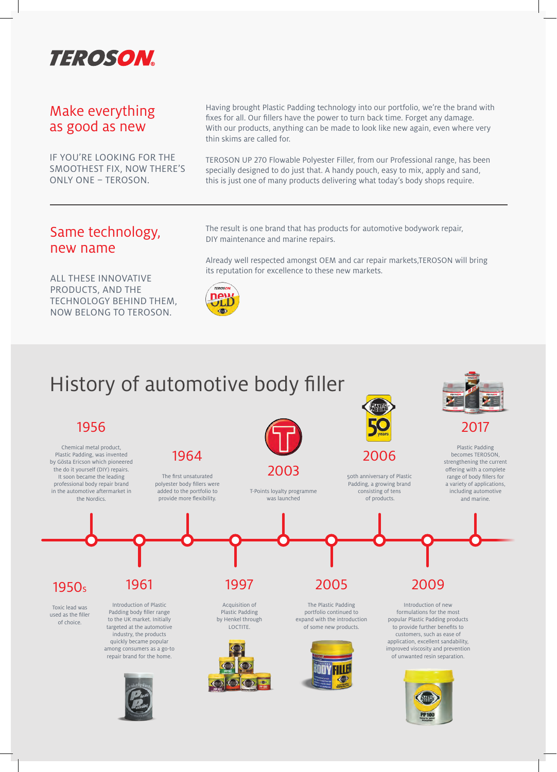# TEROSON

## Make everything as good as new

IF YOU'RE LOOKING FOR THE SMOOTHEST FIX, NOW THERE'S ONLY ONE – TEROSON.

Having brought Plastic Padding technology into our portfolio, we're the brand with fixes for all. Our fillers have the power to turn back time. Forget any damage. With our products, anything can be made to look like new again, even where very thin skims are called for.

TEROSON UP 270 Flowable Polyester Filler, from our Professional range, has been specially designed to do just that. A handy pouch, easy to mix, apply and sand, this is just one of many products delivering what today's body shops require.

## Same technology, new name

ALL THESE INNOVATIVE PRODUCTS, AND THE TECHNOLOGY BEHIND THEM, NOW BELONG TO TEROSON.

The result is one brand that has products for automotive bodywork repair, DIY maintenance and marine repairs.

Already well respected amongst OEM and car repair markets,TEROSON will bring its reputation for excellence to these new markets.

## History of automotive body filler

### 1950s

Toxic lead was used as the filler of choice.

### 1956

Chemical metal product, Plastic Padding, was invented by Gösta Ericson which pioneered the do it yourself (DIY) repairs. It soon became the leading professional body repair brand in the automotive aftermarket in the Nordics.

### 1961

Introduction of Plastic Padding body filler range to the UK market. Initially targeted at the automotive industry, the products quickly became popular among consumers as a go-to repair brand for the home.

### 1964

The first unsaturated polyester body fillers were added to the portfolio to provide more flexibility.

### 1997

Acquisition of Plastic Padding by Henkel through LOCTITE.

### 2003

T-Points loyalty programme was launched

### 2005

The Plastic Padding portfolio continued to expand with the introduction of some new products.

### 2006

50th anniversary of Plastic Padding, a growing brand consisting of tens of products.

### 2009

Introduction of new formulations for the most popular Plastic Padding products to provide further benefits to customers, such as ease of application, excellent sandability, improved viscosity and prevention of unwanted resin separation.

### 2017

Plastic Padding becomes TEROSON, strengthening the current offering with a complete range of body fillers for a variety of applications, including automotive and marine.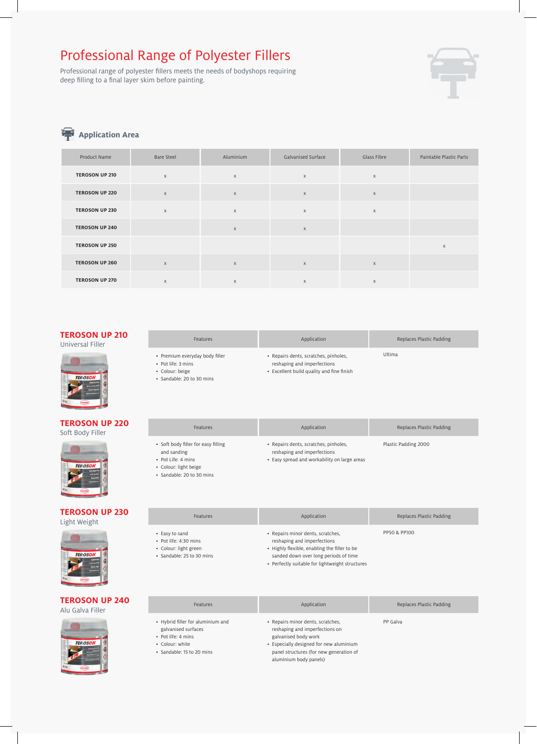# Professional Range of Polyester Fillers

Professional range of polyester fillers meets the needs of bodyshops requiring deep filling to a final layer skim before painting.

## Application Area

| Product Name | Bare Steel | Aluminium | Galvanised Surface | Glass Fibre | Paintable Plastic Parts |
|---|---|---|---|---|---|
| **TEROSON UP 210** | x | x | x | x | |
| **TEROSON UP 220** | x | x | x | x | |
| **TEROSON UP 230** | x | x | x | x | |
| **TEROSON UP 240** | | x | x | | |
| **TEROSON UP 250** | | | | | x |
| **TEROSON UP 260** | x | x | x | x | |
| **TEROSON UP 270** | x | x | x | x | |

## TEROSON UP 210
Universal Filler

| Features | Application | Replaces Plastic Padding |
|---|---|---|
| • Premium everyday body filler<br>• Pot life: 3 mins<br>• Colour: beige<br>• Sandable: 20 to 30 mins | • Repairs dents, scratches, pinholes, reshaping and imperfections<br>• Excellent build quality and fine finish | Ultima |

## TEROSON UP 220
Soft Body Filler

| Features | Application | Replaces Plastic Padding |
|---|---|---|
| • Soft body filler for easy filling and sanding<br>• Pot Life: 4 mins<br>• Colour: light beige<br>• Sandable: 20 to 30 mins | • Repairs dents, scratches, pinholes, reshaping and imperfections<br>• Easy spread and workability on large areas | Plastic Padding 2000 |

## TEROSON UP 230
Light Weight

| Features | Application | Replaces Plastic Padding |
|---|---|---|
| • Easy to sand<br>• Pot life: 4:30 mins<br>• Colour: light green<br>• Sandable: 25 to 30 mins | • Repairs minor dents, scratches, reshaping and imperfections<br>• Highly flexible, enabling the filler to be sanded down over long periods of time<br>• Perfectly suitable for lightweight structures | PP50 & PP100 |

## TEROSON UP 240
Alu Galva Filler

| Features | Application | Replaces Plastic Padding |
|---|---|---|
| • Hybrid filler for aluminium and galvanised surfaces<br>• Pot life: 4 mins<br>• Colour: white<br>• Sandable: 15 to 20 mins | • Repairs minor dents, scratches, reshaping and imperfections on galvanised body work<br>• Especially designed for new aluminium panel structures (for new generation of aluminium body panels) | PP Galva |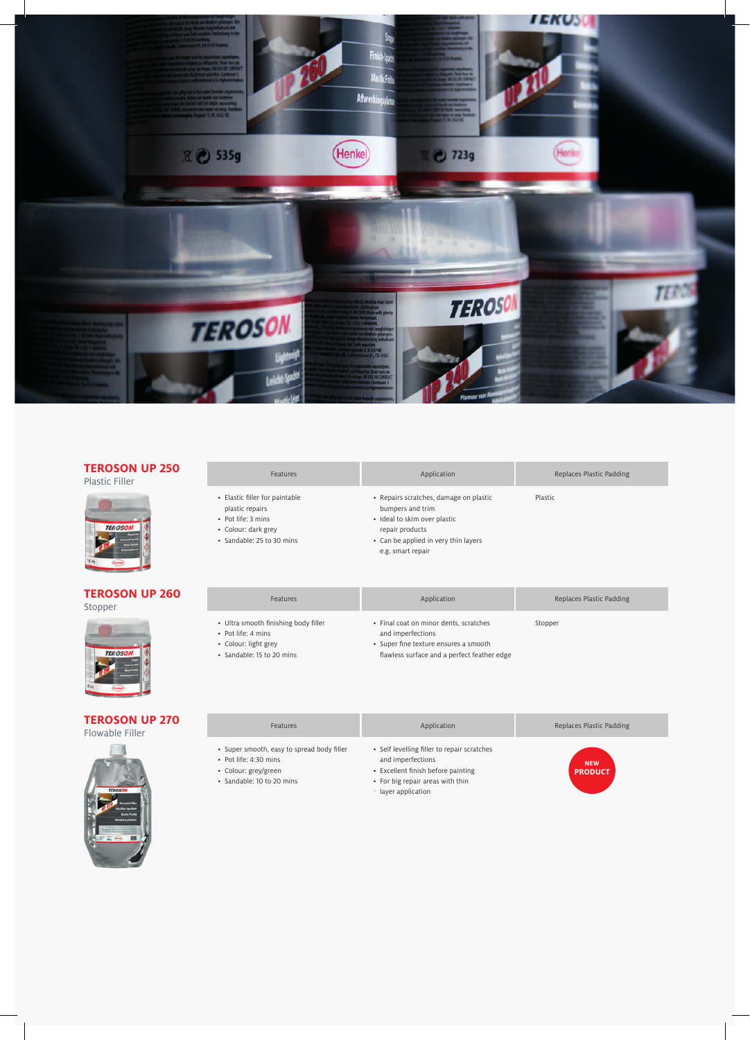## TEROSON UP 250

Plastic Filler

| Features | Application | Replaces Plastic Padding |
| --- | --- | --- |
| • Elastic filler for paintable plastic repairs<br>• Pot life: 3 mins<br>• Colour: dark grey<br>• Sandable: 25 to 30 mins | • Repairs scratches, damage on plastic bumpers and trim<br>• Ideal to skim over plastic repair products<br>• Can be applied in very thin layers e.g. smart repair | Plastic |

## TEROSON UP 260

Stopper

| Features | Application | Replaces Plastic Padding |
| --- | --- | --- |
| • Ultra smooth finishing body filler<br>• Pot life: 4 mins<br>• Colour: light grey<br>• Sandable: 15 to 20 mins | • Final coat on minor dents, scratches and imperfections<br>• Super fine texture ensures a smooth flawless surface and a perfect feather edge | Stopper |

## TEROSON UP 270

Flowable Filler

| Features | Application | Replaces Plastic Padding |
| --- | --- | --- |
| • Super smooth, easy to spread body filler<br>• Pot life: 4:30 mins<br>• Colour: grey/green<br>• Sandable: 10 to 20 mins | • Self levelling filler to repair scratches and imperfections<br>• Excellent finish before painting<br>• For big repair areas with thin layer application | NEW PRODUCT |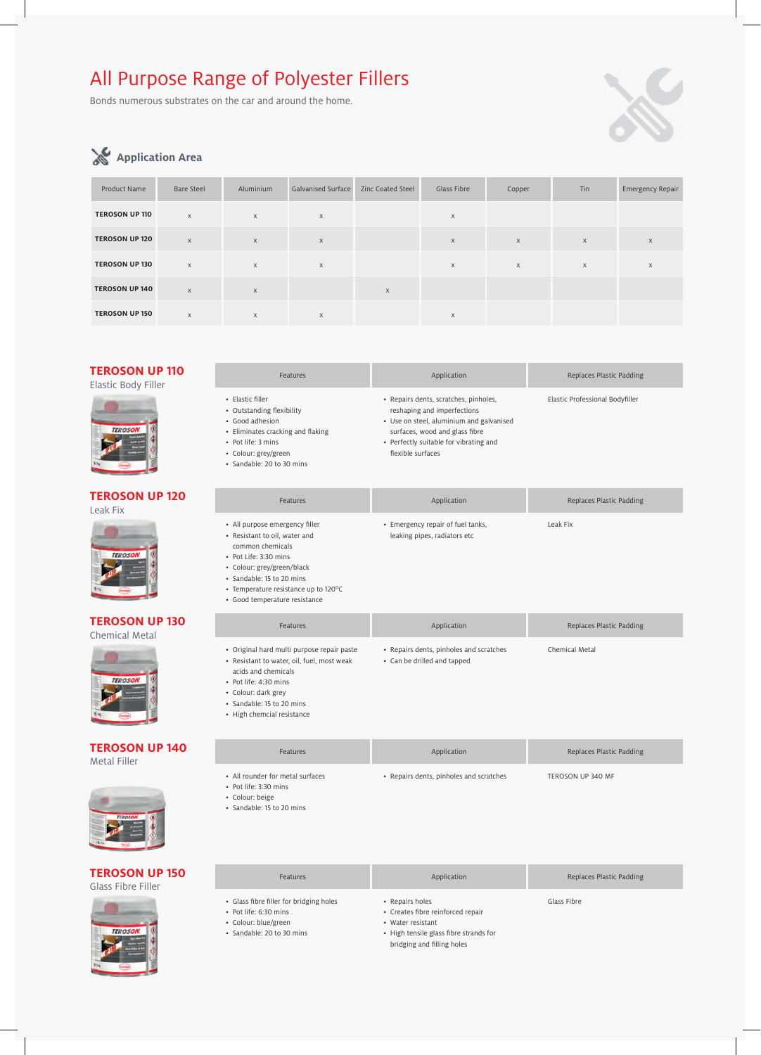# All Purpose Range of Polyester Fillers

Bonds numerous substrates on the car and around the home.

## Application Area

| Product Name | Bare Steel | Aluminium | Galvanised Surface | Zinc Coated Steel | Glass Fibre | Copper | Tin | Emergency Repair |
|---|---|---|---|---|---|---|---|---|
| **TEROSON UP 110** | x | x | x | | x | | | |
| **TEROSON UP 120** | x | x | x | | x | x | x | x |
| **TEROSON UP 130** | x | x | x | | x | x | x | x |
| **TEROSON UP 140** | x | x | | x | | | | |
| **TEROSON UP 150** | x | x | x | | x | | | |

## TEROSON UP 110

Elastic Body Filler

| Features | Application | Replaces Plastic Padding |
|---|---|---|
| • Elastic filler<br>• Outstanding flexibility<br>• Good adhesion<br>• Eliminates cracking and flaking<br>• Pot life: 3 mins<br>• Colour: grey/green<br>• Sandable: 20 to 30 mins | • Repairs dents, scratches, pinholes, reshaping and imperfections<br>• Use on steel, aluminium and galvanised surfaces, wood and glass fibre<br>• Perfectly suitable for vibrating and flexible surfaces | Elastic Professional Bodyfiller |

## TEROSON UP 120

Leak Fix

| Features | Application | Replaces Plastic Padding |
|---|---|---|
| • All purpose emergency filler<br>• Resistant to oil, water and common chemicals<br>• Pot Life: 3:30 mins<br>• Colour: grey/green/black<br>• Sandable: 15 to 20 mins<br>• Temperature resistance up to 120°C<br>• Good temperature resistance | • Emergency repair of fuel tanks, leaking pipes, radiators etc | Leak Fix |

## TEROSON UP 130

Chemical Metal

| Features | Application | Replaces Plastic Padding |
|---|---|---|
| • Original hard multi purpose repair paste<br>• Resistant to water, oil, fuel, most weak acids and chemicals<br>• Pot life: 4:30 mins<br>• Colour: dark grey<br>• Sandable: 15 to 20 mins<br>• High chemcial resistance | • Repairs dents, pinholes and scratches<br>• Can be drilled and tapped | Chemical Metal |

## TEROSON UP 140

Metal Filler

| Features | Application | Replaces Plastic Padding |
|---|---|---|
| • All rounder for metal surfaces<br>• Pot life: 3:30 mins<br>• Colour: beige<br>• Sandable: 15 to 20 mins | • Repairs dents, pinholes and scratches | TEROSON UP 340 MF |

## TEROSON UP 150

Glass Fibre Filler

| Features | Application | Replaces Plastic Padding |
|---|---|---|
| • Glass fibre filler for bridging holes<br>• Pot life: 6:30 mins<br>• Colour: blue/green<br>• Sandable: 20 to 30 mins | • Repairs holes<br>• Creates fibre reinforced repair<br>• Water resistant<br>• High tensile glass fibre strands for bridging and filling holes | Glass Fibre |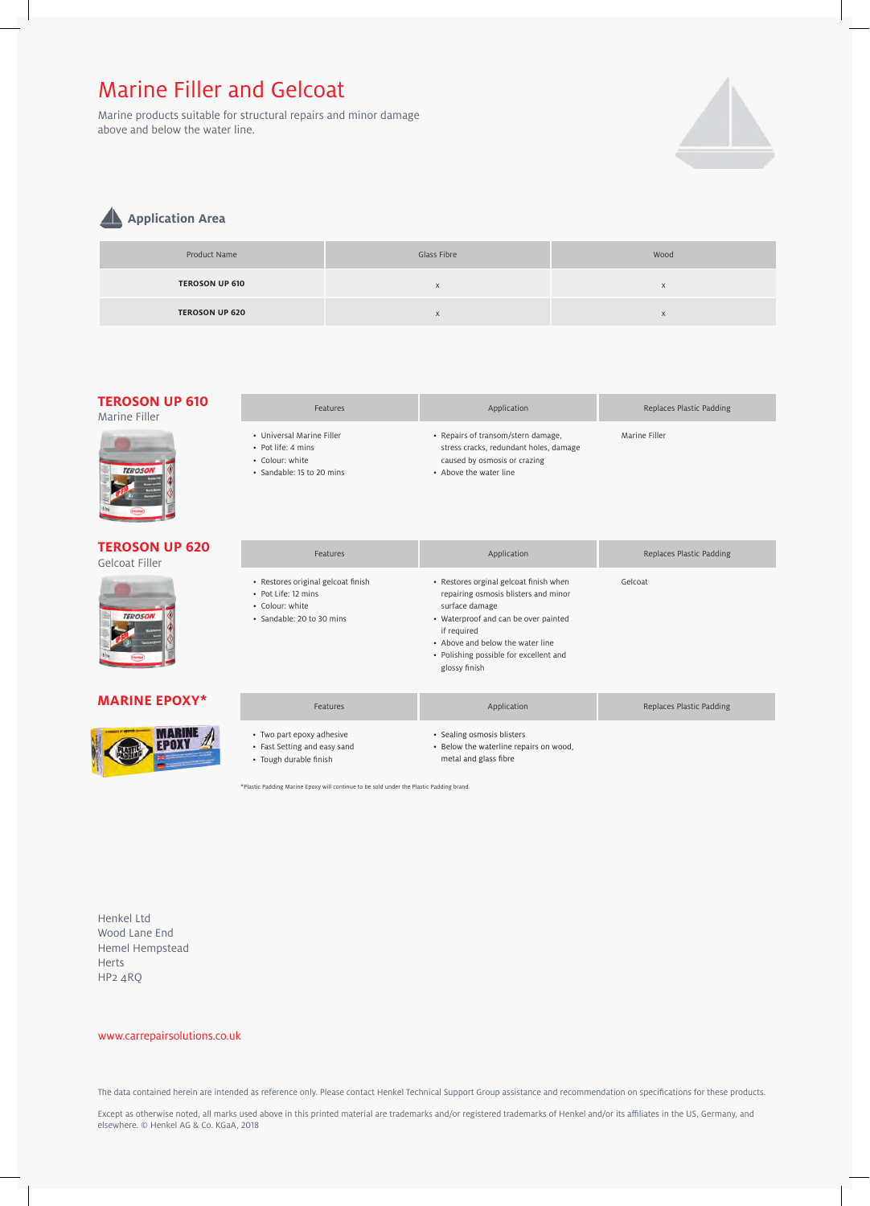# Marine Filler and Gelcoat

Marine products suitable for structural repairs and minor damage above and below the water line.

## Application Area

| Product Name | Glass Fibre | Wood |
|---|---|---|
| **TEROSON UP 610** | x | x |
| **TEROSON UP 620** | x | x |

## TEROSON UP 610

Marine Filler

| Features | Application | Replaces Plastic Padding |
|---|---|---|
| • Universal Marine Filler<br>• Pot life: 4 mins<br>• Colour: white<br>• Sandable: 15 to 20 mins | • Repairs of transom/stern damage, stress cracks, redundant holes, damage caused by osmosis or crazing<br>• Above the water line | Marine Filler |

## TEROSON UP 620

Gelcoat Filler

| Features | Application | Replaces Plastic Padding |
|---|---|---|
| • Restores original gelcoat finish<br>• Pot Life: 12 mins<br>• Colour: white<br>• Sandable: 20 to 30 mins | • Restores orginal gelcoat finish when repairing osmosis blisters and minor surface damage<br>• Waterproof and can be over painted if required<br>• Above and below the water line<br>• Polishing possible for excellent and glossy finish | Gelcoat |

## MARINE EPOXY*

| Features | Application | Replaces Plastic Padding |
|---|---|---|
| • Two part epoxy adhesive<br>• Fast Setting and easy sand<br>• Tough durable finish | • Sealing osmosis blisters<br>• Below the waterline repairs on wood, metal and glass fibre | |

*Plastic Padding Marine Epoxy will continue to be sold under the Plastic Padding brand.

Henkel Ltd
Wood Lane End
Hemel Hempstead
Herts
HP2 4RQ

www.carrepairsolutions.co.uk

The data contained herein are intended as reference only. Please contact Henkel Technical Support Group assistance and recommendation on specifications for these products.

Except as otherwise noted, all marks used above in this printed material are trademarks and/or registered trademarks of Henkel and/or its affiliates in the US, Germany, and elsewhere. © Henkel AG & Co. KGaA, 2018